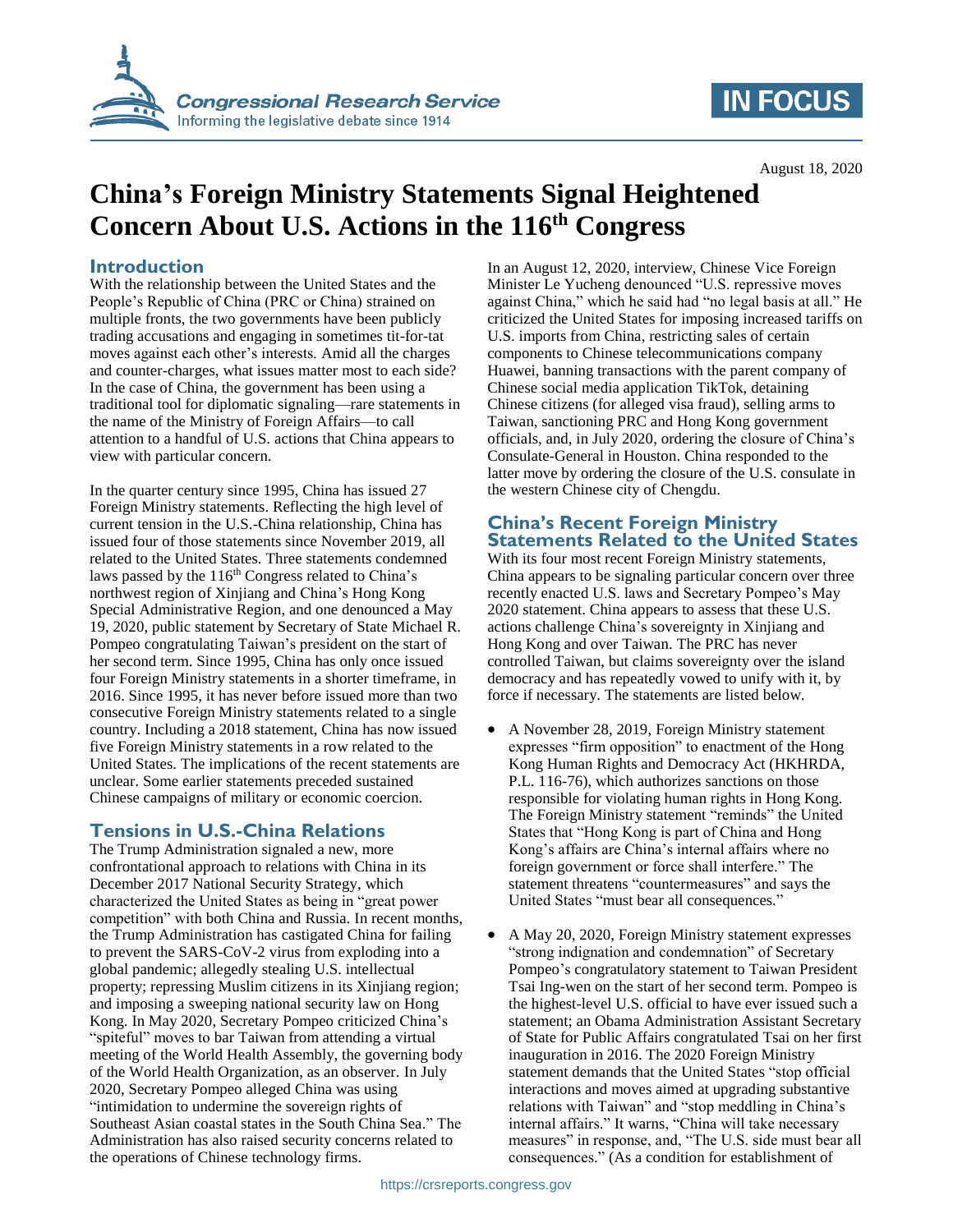August 18, 2020

# China's Foreign Ministry Statements Signal Heightened Concern About U.S. Actions in the 116th Congress

## Introduction

With the relationship between the United States and the People's Republic of China (PRC or China) strained on multiple fronts, the two governments have been publicly trading accusations and engaging in sometimes tit-for-tat moves against each other's interests. Amid all the charges and counter-charges, what issues matter most to each side? In the case of China, the government has been using a traditional tool for diplomatic signaling—rare statements in the name of the Ministry of Foreign Affairs—to call attention to a handful of U.S. actions that China appears to view with particular concern.

In the quarter century since 1995, China has issued 27 Foreign Ministry statements. Reflecting the high level of current tension in the U.S.-China relationship, China has issued four of those statements since November 2019, all related to the United States. Three statements condemned laws passed by the 116th Congress related to China's northwest region of Xinjiang and China's Hong Kong Special Administrative Region, and one denounced a May 19, 2020, public statement by Secretary of State Michael R. Pompeo congratulating Taiwan's president on the start of her second term. Since 1995, China has only once issued four Foreign Ministry statements in a shorter timeframe, in 2016. Since 1995, it has never before issued more than two consecutive Foreign Ministry statements related to a single country. Including a 2018 statement, China has now issued five Foreign Ministry statements in a row related to the United States. The implications of the recent statements are unclear. Some earlier statements preceded sustained Chinese campaigns of military or economic coercion.

## Tensions in U.S.-China Relations

The Trump Administration signaled a new, more confrontational approach to relations with China in its December 2017 National Security Strategy, which characterized the United States as being in "great power competition" with both China and Russia. In recent months, the Trump Administration has castigated China for failing to prevent the SARS-CoV-2 virus from exploding into a global pandemic; allegedly stealing U.S. intellectual property; repressing Muslim citizens in its Xinjiang region; and imposing a sweeping national security law on Hong Kong. In May 2020, Secretary Pompeo criticized China's "spiteful" moves to bar Taiwan from attending a virtual meeting of the World Health Assembly, the governing body of the World Health Organization, as an observer. In July 2020, Secretary Pompeo alleged China was using "intimidation to undermine the sovereign rights of Southeast Asian coastal states in the South China Sea." The Administration has also raised security concerns related to the operations of Chinese technology firms.

In an August 12, 2020, interview, Chinese Vice Foreign Minister Le Yucheng denounced "U.S. repressive moves against China," which he said had "no legal basis at all." He criticized the United States for imposing increased tariffs on U.S. imports from China, restricting sales of certain components to Chinese telecommunications company Huawei, banning transactions with the parent company of Chinese social media application TikTok, detaining Chinese citizens (for alleged visa fraud), selling arms to Taiwan, sanctioning PRC and Hong Kong government officials, and, in July 2020, ordering the closure of China's Consulate-General in Houston. China responded to the latter move by ordering the closure of the U.S. consulate in the western Chinese city of Chengdu.

## China's Recent Foreign Ministry Statements Related to the United States

With its four most recent Foreign Ministry statements, China appears to be signaling particular concern over three recently enacted U.S. laws and Secretary Pompeo's May 2020 statement. China appears to assess that these U.S. actions challenge China's sovereignty in Xinjiang and Hong Kong and over Taiwan. The PRC has never controlled Taiwan, but claims sovereignty over the island democracy and has repeatedly vowed to unify with it, by force if necessary. The statements are listed below.

- A November 28, 2019, Foreign Ministry statement expresses "firm opposition" to enactment of the Hong Kong Human Rights and Democracy Act (HKHRDA, P.L. 116-76), which authorizes sanctions on those responsible for violating human rights in Hong Kong. The Foreign Ministry statement "reminds" the United States that "Hong Kong is part of China and Hong Kong's affairs are China's internal affairs where no foreign government or force shall interfere." The statement threatens "countermeasures" and says the United States "must bear all consequences."
- A May 20, 2020, Foreign Ministry statement expresses "strong indignation and condemnation" of Secretary Pompeo's congratulatory statement to Taiwan President Tsai Ing-wen on the start of her second term. Pompeo is the highest-level U.S. official to have ever issued such a statement; an Obama Administration Assistant Secretary of State for Public Affairs congratulated Tsai on her first inauguration in 2016. The 2020 Foreign Ministry statement demands that the United States "stop official interactions and moves aimed at upgrading substantive relations with Taiwan" and "stop meddling in China's internal affairs." It warns, "China will take necessary measures" in response, and, "The U.S. side must bear all consequences." (As a condition for establishment of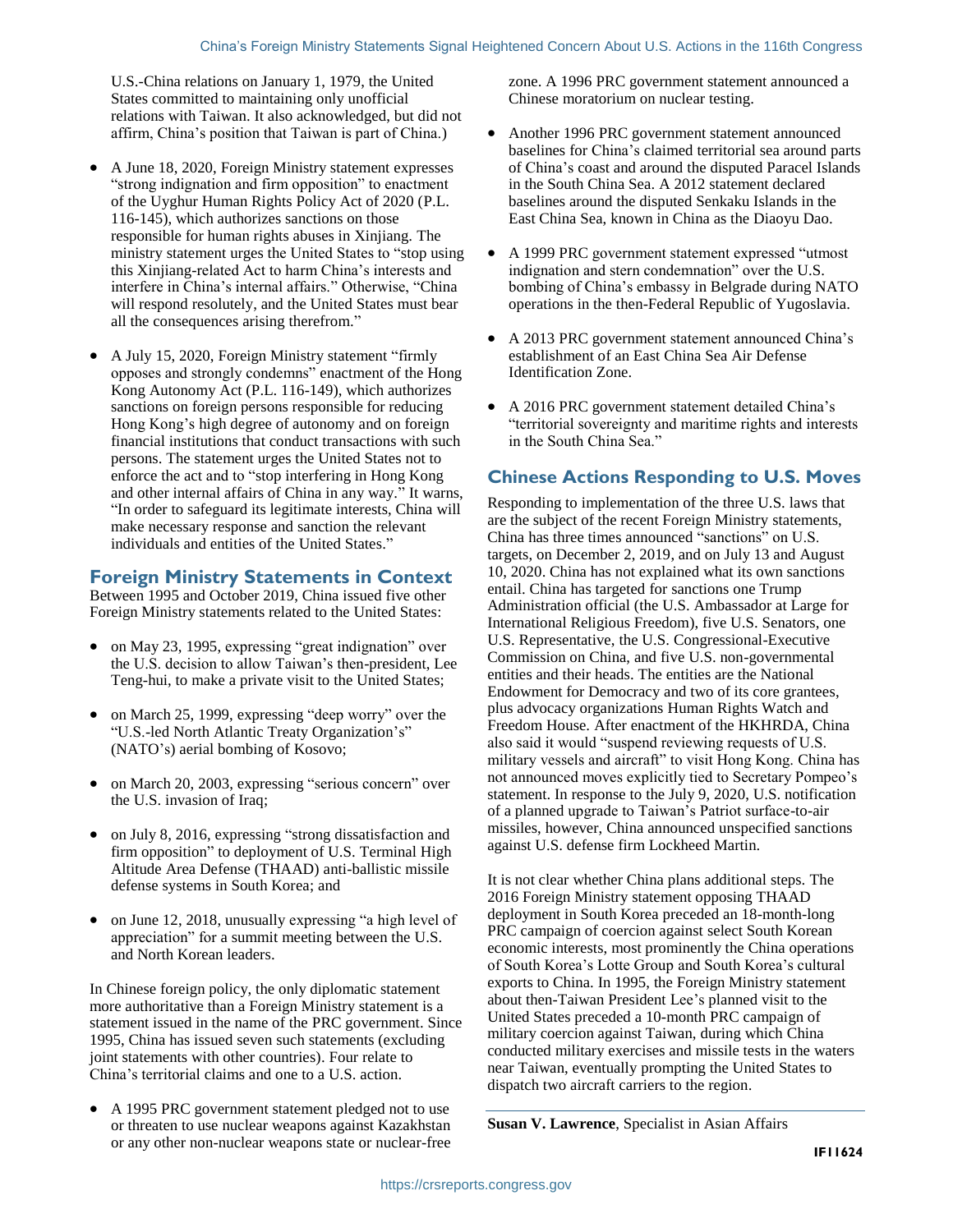U.S.-China relations on January 1, 1979, the United States committed to maintaining only unofficial relations with Taiwan. It also acknowledged, but did not affirm, China's position that Taiwan is part of China.)

- A June 18, 2020, Foreign Ministry statement expresses "strong indignation and firm opposition" to enactment of the Uyghur Human Rights Policy Act of 2020 (P.L. 116-145), which authorizes sanctions on those responsible for human rights abuses in Xinjiang. The ministry statement urges the United States to "stop using this Xinjiang-related Act to harm China's interests and interfere in China's internal affairs." Otherwise, "China will respond resolutely, and the United States must bear all the consequences arising therefrom."
- A July 15, 2020, Foreign Ministry statement "firmly opposes and strongly condemns" enactment of the Hong Kong Autonomy Act (P.L. 116-149), which authorizes sanctions on foreign persons responsible for reducing Hong Kong's high degree of autonomy and on foreign financial institutions that conduct transactions with such persons. The statement urges the United States not to enforce the act and to "stop interfering in Hong Kong and other internal affairs of China in any way." It warns, "In order to safeguard its legitimate interests, China will make necessary response and sanction the relevant individuals and entities of the United States."

## Foreign Ministry Statements in Context

Between 1995 and October 2019, China issued five other Foreign Ministry statements related to the United States:

- on May 23, 1995, expressing "great indignation" over the U.S. decision to allow Taiwan's then-president, Lee Teng-hui, to make a private visit to the United States;
- on March 25, 1999, expressing "deep worry" over the "U.S.-led North Atlantic Treaty Organization's" (NATO's) aerial bombing of Kosovo;
- on March 20, 2003, expressing "serious concern" over the U.S. invasion of Iraq;
- on July 8, 2016, expressing "strong dissatisfaction and firm opposition" to deployment of U.S. Terminal High Altitude Area Defense (THAAD) anti-ballistic missile defense systems in South Korea; and
- on June 12, 2018, unusually expressing "a high level of appreciation" for a summit meeting between the U.S. and North Korean leaders.

In Chinese foreign policy, the only diplomatic statement more authoritative than a Foreign Ministry statement is a statement issued in the name of the PRC government. Since 1995, China has issued seven such statements (excluding joint statements with other countries). Four relate to China's territorial claims and one to a U.S. action.

- A 1995 PRC government statement pledged not to use or threaten to use nuclear weapons against Kazakhstan or any other non-nuclear weapons state or nuclear-free zone. A 1996 PRC government statement announced a Chinese moratorium on nuclear testing.
- Another 1996 PRC government statement announced baselines for China's claimed territorial sea around parts of China's coast and around the disputed Paracel Islands in the South China Sea. A 2012 statement declared baselines around the disputed Senkaku Islands in the East China Sea, known in China as the Diaoyu Dao.
- A 1999 PRC government statement expressed "utmost indignation and stern condemnation" over the U.S. bombing of China's embassy in Belgrade during NATO operations in the then-Federal Republic of Yugoslavia.
- A 2013 PRC government statement announced China's establishment of an East China Sea Air Defense Identification Zone.
- A 2016 PRC government statement detailed China's "territorial sovereignty and maritime rights and interests in the South China Sea."

## Chinese Actions Responding to U.S. Moves

Responding to implementation of the three U.S. laws that are the subject of the recent Foreign Ministry statements, China has three times announced "sanctions" on U.S. targets, on December 2, 2019, and on July 13 and August 10, 2020. China has not explained what its own sanctions entail. China has targeted for sanctions one Trump Administration official (the U.S. Ambassador at Large for International Religious Freedom), five U.S. Senators, one U.S. Representative, the U.S. Congressional-Executive Commission on China, and five U.S. non-governmental entities and their heads. The entities are the National Endowment for Democracy and two of its core grantees, plus advocacy organizations Human Rights Watch and Freedom House. After enactment of the HKHRDA, China also said it would "suspend reviewing requests of U.S. military vessels and aircraft" to visit Hong Kong. China has not announced moves explicitly tied to Secretary Pompeo's statement. In response to the July 9, 2020, U.S. notification of a planned upgrade to Taiwan's Patriot surface-to-air missiles, however, China announced unspecified sanctions against U.S. defense firm Lockheed Martin.

It is not clear whether China plans additional steps. The 2016 Foreign Ministry statement opposing THAAD deployment in South Korea preceded an 18-month-long PRC campaign of coercion against select South Korean economic interests, most prominently the China operations of South Korea's Lotte Group and South Korea's cultural exports to China. In 1995, the Foreign Ministry statement about then-Taiwan President Lee's planned visit to the United States preceded a 10-month PRC campaign of military coercion against Taiwan, during which China conducted military exercises and missile tests in the waters near Taiwan, eventually prompting the United States to dispatch two aircraft carriers to the region.

**Susan V. Lawrence**, Specialist in Asian Affairs

IF11624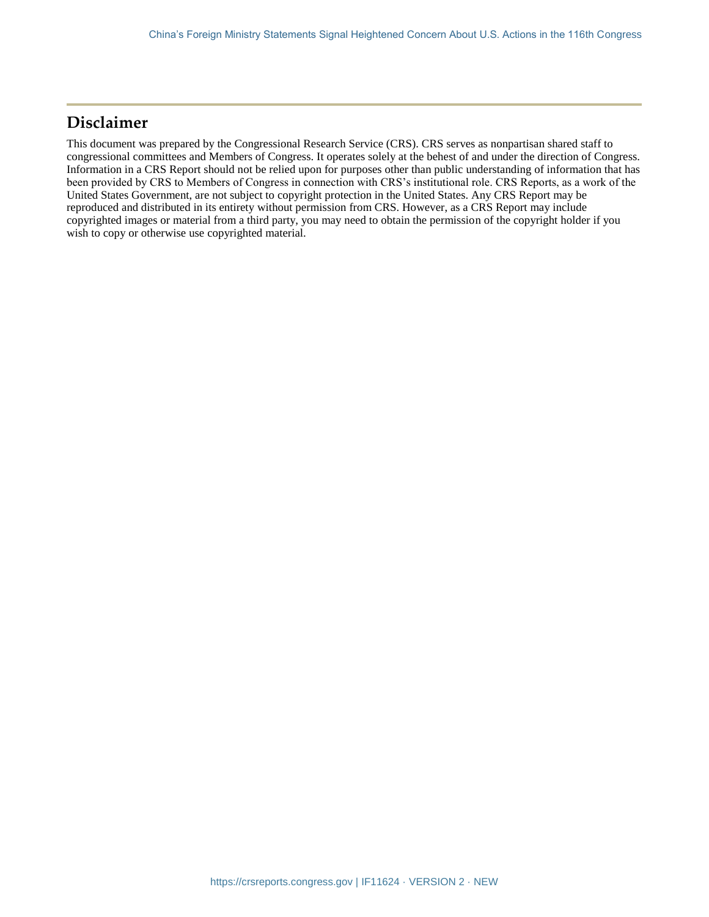## Disclaimer

This document was prepared by the Congressional Research Service (CRS). CRS serves as nonpartisan shared staff to congressional committees and Members of Congress. It operates solely at the behest of and under the direction of Congress. Information in a CRS Report should not be relied upon for purposes other than public understanding of information that has been provided by CRS to Members of Congress in connection with CRS's institutional role. CRS Reports, as a work of the United States Government, are not subject to copyright protection in the United States. Any CRS Report may be reproduced and distributed in its entirety without permission from CRS. However, as a CRS Report may include copyrighted images or material from a third party, you may need to obtain the permission of the copyright holder if you wish to copy or otherwise use copyrighted material.